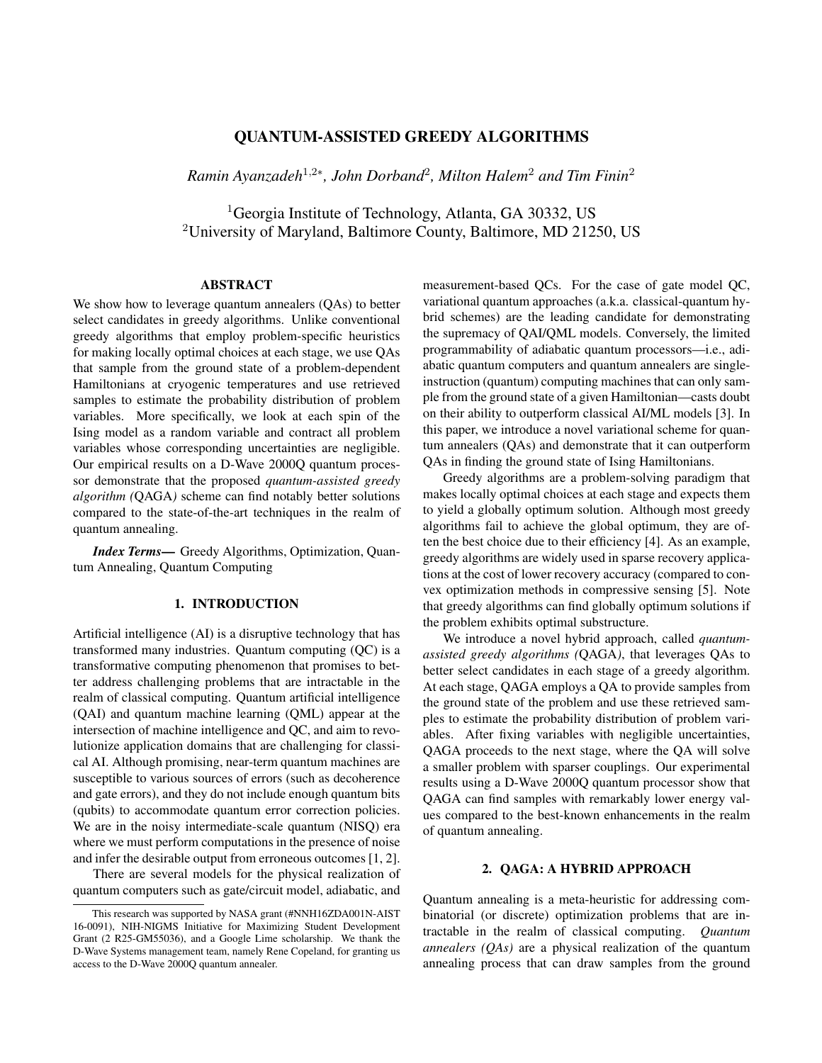# QUANTUM-ASSISTED GREEDY ALGORITHMS

*Ramin Ayanzadeh[1,2*], John Dorband[2], Milton Halem[2] and Tim Finin[2]*

[1]Georgia Institute of Technology, Atlanta, GA 30332, US
[2]University of Maryland, Baltimore County, Baltimore, MD 21250, US

## ABSTRACT

We show how to leverage quantum annealers (QAs) to better select candidates in greedy algorithms. Unlike conventional greedy algorithms that employ problem-specific heuristics for making locally optimal choices at each stage, we use QAs that sample from the ground state of a problem-dependent Hamiltonians at cryogenic temperatures and use retrieved samples to estimate the probability distribution of problem variables. More specifically, we look at each spin of the Ising model as a random variable and contract all problem variables whose corresponding uncertainties are negligible. Our empirical results on a D-Wave 2000Q quantum processor demonstrate that the proposed *quantum-assisted greedy algorithm (*QAGA*)* scheme can find notably better solutions compared to the state-of-the-art techniques in the realm of quantum annealing.

***Index Terms*—** Greedy Algorithms, Optimization, Quantum Annealing, Quantum Computing

## 1. INTRODUCTION

Artificial intelligence (AI) is a disruptive technology that has transformed many industries. Quantum computing (QC) is a transformative computing phenomenon that promises to better address challenging problems that are intractable in the realm of classical computing. Quantum artificial intelligence (QAI) and quantum machine learning (QML) appear at the intersection of machine intelligence and QC, and aim to revolutionize application domains that are challenging for classical AI. Although promising, near-term quantum machines are susceptible to various sources of errors (such as decoherence and gate errors), and they do not include enough quantum bits (qubits) to accommodate quantum error correction policies. We are in the noisy intermediate-scale quantum (NISQ) era where we must perform computations in the presence of noise and infer the desirable output from erroneous outcomes [1, 2].

There are several models for the physical realization of quantum computers such as gate/circuit model, adiabatic, and measurement-based QCs. For the case of gate model QC, variational quantum approaches (a.k.a. classical-quantum hybrid schemes) are the leading candidate for demonstrating the supremacy of QAI/QML models. Conversely, the limited programmability of adiabatic quantum processors—i.e., adiabatic quantum computers and quantum annealers are single-instruction (quantum) computing machines that can only sample from the ground state of a given Hamiltonian—casts doubt on their ability to outperform classical AI/ML models [3]. In this paper, we introduce a novel variational scheme for quantum annealers (QAs) and demonstrate that it can outperform QAs in finding the ground state of Ising Hamiltonians.

Greedy algorithms are a problem-solving paradigm that makes locally optimal choices at each stage and expects them to yield a globally optimum solution. Although most greedy algorithms fail to achieve the global optimum, they are often the best choice due to their efficiency [4]. As an example, greedy algorithms are widely used in sparse recovery applications at the cost of lower recovery accuracy (compared to convex optimization methods in compressive sensing [5]. Note that greedy algorithms can find globally optimum solutions if the problem exhibits optimal substructure.

We introduce a novel hybrid approach, called *quantum-assisted greedy algorithms (*QAGA*)*, that leverages QAs to better select candidates in each stage of a greedy algorithm. At each stage, QAGA employs a QA to provide samples from the ground state of the problem and use these retrieved samples to estimate the probability distribution of problem variables. After fixing variables with negligible uncertainties, QAGA proceeds to the next stage, where the QA will solve a smaller problem with sparser couplings. Our experimental results using a D-Wave 2000Q quantum processor show that QAGA can find samples with remarkably lower energy values compared to the best-known enhancements in the realm of quantum annealing.

## 2. QAGA: A HYBRID APPROACH

Quantum annealing is a meta-heuristic for addressing combinatorial (or discrete) optimization problems that are intractable in the realm of classical computing. *Quantum annealers (QAs)* are a physical realization of the quantum annealing process that can draw samples from the ground

This research was supported by NASA grant (#NNH16ZDA001N-AIST 16-0091), NIH-NIGMS Initiative for Maximizing Student Development Grant (2 R25-GM55036), and a Google Lime scholarship. We thank the D-Wave Systems management team, namely Rene Copeland, for granting us access to the D-Wave 2000Q quantum annealer.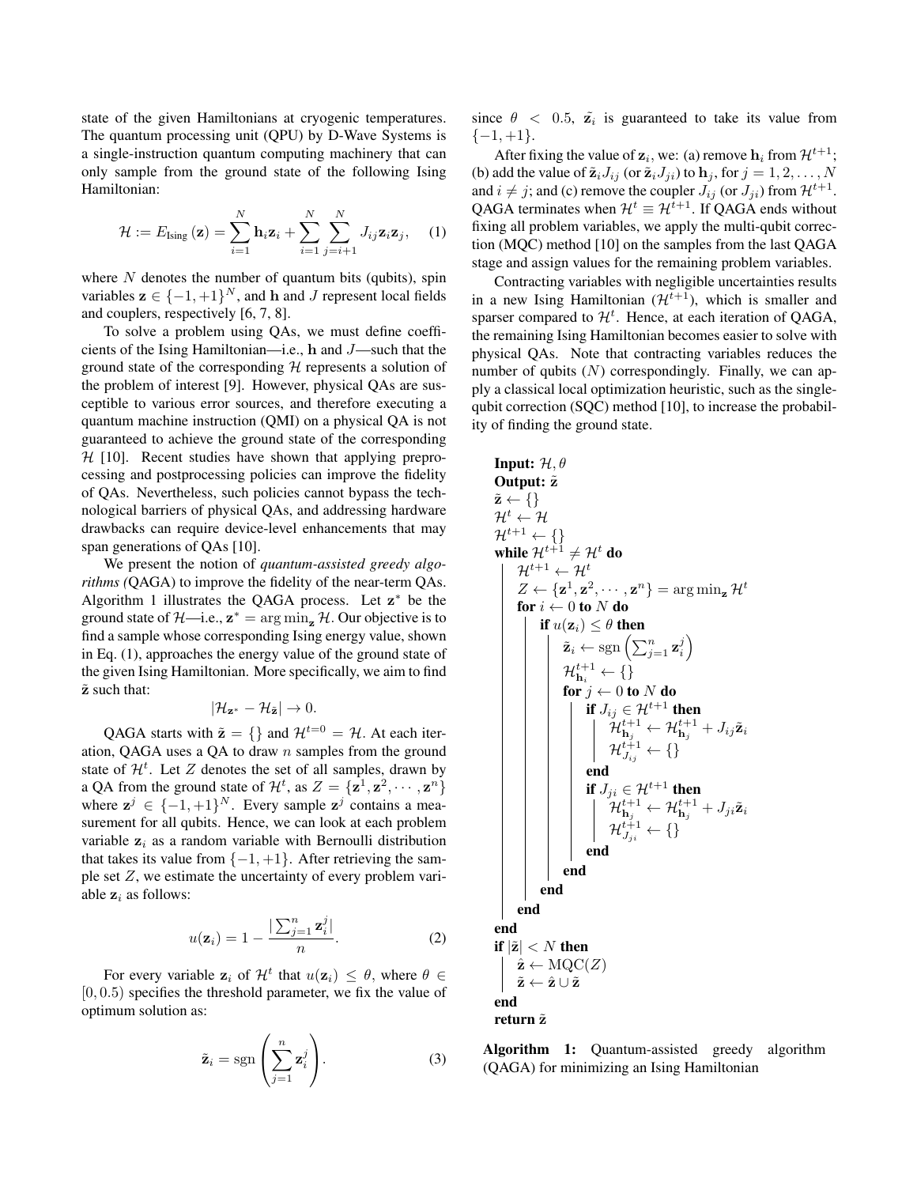state of the given Hamiltonians at cryogenic temperatures. The quantum processing unit (QPU) by D-Wave Systems is a single-instruction quantum computing machinery that can only sample from the ground state of the following Ising Hamiltonian:

$$\mathcal{H} := E_{\text{Ising}}(\mathbf{z}) = \sum_{i=1}^{N} \mathbf{h}_i \mathbf{z}_i + \sum_{i=1}^{N} \sum_{j=i+1}^{N} J_{ij} \mathbf{z}_i \mathbf{z}_j, \quad (1)$$

where $N$ denotes the number of quantum bits (qubits), spin variables $\mathbf{z} \in \{-1, +1\}^N$, and $\mathbf{h}$ and $J$ represent local fields and couplers, respectively [6, 7, 8].

To solve a problem using QAs, we must define coefficients of the Ising Hamiltonian—i.e., $\mathbf{h}$ and $J$—such that the ground state of the corresponding $\mathcal{H}$ represents a solution of the problem of interest [9]. However, physical QAs are susceptible to various error sources, and therefore executing a quantum machine instruction (QMI) on a physical QA is not guaranteed to achieve the ground state of the corresponding $\mathcal{H}$ [10]. Recent studies have shown that applying preprocessing and postprocessing policies can improve the fidelity of QAs. Nevertheless, such policies cannot bypass the technological barriers of physical QAs, and addressing hardware drawbacks can require device-level enhancements that may span generations of QAs [10].

We present the notion of *quantum-assisted greedy algorithms (*QAGA) to improve the fidelity of the near-term QAs. Algorithm 1 illustrates the QAGA process. Let $\mathbf{z}^*$ be the ground state of $\mathcal{H}$—i.e., $\mathbf{z}^* = \arg\min_{\mathbf{z}} \mathcal{H}$. Our objective is to find a sample whose corresponding Ising energy value, shown in Eq. (1), approaches the energy value of the ground state of the given Ising Hamiltonian. More specifically, we aim to find $\tilde{\mathbf{z}}$ such that:

$$|\mathcal{H}_{\mathbf{z}^*} - \mathcal{H}_{\tilde{\mathbf{z}}}| \to 0.$$

QAGA starts with $\tilde{\mathbf{z}} = \{\}$ and $\mathcal{H}^{t=0} = \mathcal{H}$. At each iteration, QAGA uses a QA to draw $n$ samples from the ground state of $\mathcal{H}^t$. Let $Z$ denotes the set of all samples, drawn by a QA from the ground state of $\mathcal{H}^t$, as $Z = \{\mathbf{z}^1, \mathbf{z}^2, \cdots, \mathbf{z}^n\}$ where $\mathbf{z}^j \in \{-1, +1\}^N$. Every sample $\mathbf{z}^j$ contains a measurement for all qubits. Hence, we can look at each problem variable $\mathbf{z}_i$ as a random variable with Bernoulli distribution that takes its value from $\{-1, +1\}$. After retrieving the sample set $Z$, we estimate the uncertainty of every problem variable $\mathbf{z}_i$ as follows:

$$u(\mathbf{z}_i) = 1 - \frac{|\sum_{j=1}^{n} \mathbf{z}_i^j|}{n}. \quad (2)$$

For every variable $\mathbf{z}_i$ of $\mathcal{H}^t$ that $u(\mathbf{z}_i) \leq \theta$, where $\theta \in [0, 0.5)$ specifies the threshold parameter, we fix the value of optimum solution as:

$$\tilde{\mathbf{z}}_i = \operatorname{sgn}\left(\sum_{j=1}^{n} \mathbf{z}_i^j\right). \quad (3)$$

since $\theta < 0.5$, $\tilde{\mathbf{z}}_i$ is guaranteed to take its value from $\{-1, +1\}$.

After fixing the value of $\mathbf{z}_i$, we: (a) remove $\mathbf{h}_i$ from $\mathcal{H}^{t+1}$; (b) add the value of $\tilde{\mathbf{z}}_i J_{ij}$ (or $\tilde{\mathbf{z}}_i J_{ji}$) to $\mathbf{h}_j$, for $j = 1, 2, \ldots, N$ and $i \neq j$; and (c) remove the coupler $J_{ij}$ (or $J_{ji}$) from $\mathcal{H}^{t+1}$. QAGA terminates when $\mathcal{H}^t \equiv \mathcal{H}^{t+1}$. If QAGA ends without fixing all problem variables, we apply the multi-qubit correction (MQC) method [10] on the samples from the last QAGA stage and assign values for the remaining problem variables.

Contracting variables with negligible uncertainties results in a new Ising Hamiltonian ($\mathcal{H}^{t+1}$), which is smaller and sparser compared to $\mathcal{H}^t$. Hence, at each iteration of QAGA, the remaining Ising Hamiltonian becomes easier to solve with physical QAs. Note that contracting variables reduces the number of qubits ($N$) correspondingly. Finally, we can apply a classical local optimization heuristic, such as the single-qubit correction (SQC) method [10], to increase the probability of finding the ground state.

```
Input: H, θ
Output: z̃
z̃ ← {}
H^t ← H
H^{t+1} ← {}
while H^{t+1} ≠ H^t do
    H^{t+1} ← H^t
    Z ← {z^1, z^2, ..., z^n} = argmin_z H^t
    for i ← 0 to N do
        if u(z_i) ≤ θ then
            z̃_i ← sgn( Σ_{j=1}^{n} z_i^j )
            H^{t+1}_{h_i} ← {}
            for j ← 0 to N do
                if J_ij ∈ H^{t+1} then
                    H^{t+1}_{h_j} ← H^{t+1}_{h_j} + J_ij z̃_i
                    H^{t+1}_{J_ij} ← {}
                end
                if J_ji ∈ H^{t+1} then
                    H^{t+1}_{h_j} ← H^{t+1}_{h_j} + J_ji z̃_i
                    H^{t+1}_{J_ji} ← {}
                end
            end
        end
    end
end
if |z̃| < N then
    ẑ ← MQC(Z)
    z̃ ← ẑ ∪ z̃
end
return z̃
```

**Algorithm 1:** Quantum-assisted greedy algorithm (QAGA) for minimizing an Ising Hamiltonian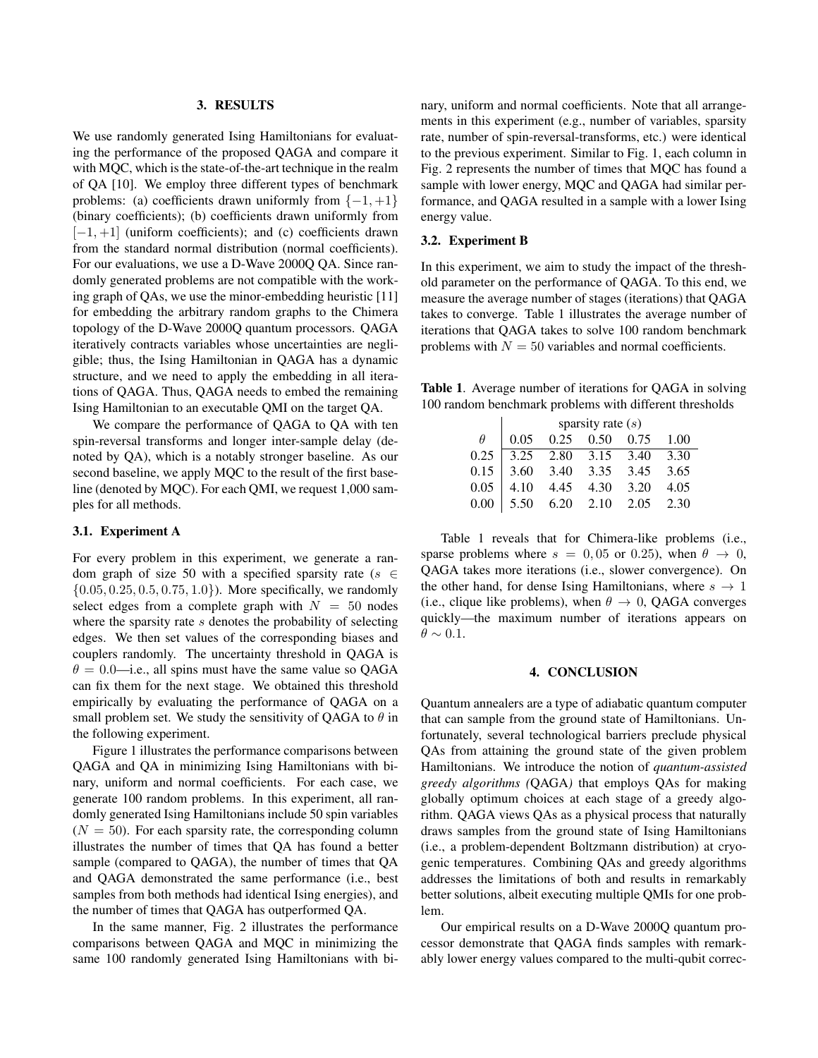## 3. RESULTS

We use randomly generated Ising Hamiltonians for evaluating the performance of the proposed QAGA and compare it with MQC, which is the state-of-the-art technique in the realm of QA [10]. We employ three different types of benchmark problems: (a) coefficients drawn uniformly from $\{-1, +1\}$ (binary coefficients); (b) coefficients drawn uniformly from $[-1, +1]$ (uniform coefficients); and (c) coefficients drawn from the standard normal distribution (normal coefficients). For our evaluations, we use a D-Wave 2000Q QA. Since randomly generated problems are not compatible with the working graph of QAs, we use the minor-embedding heuristic [11] for embedding the arbitrary random graphs to the Chimera topology of the D-Wave 2000Q quantum processors. QAGA iteratively contracts variables whose uncertainties are negligible; thus, the Ising Hamiltonian in QAGA has a dynamic structure, and we need to apply the embedding in all iterations of QAGA. Thus, QAGA needs to embed the remaining Ising Hamiltonian to an executable QMI on the target QA.

We compare the performance of QAGA to QA with ten spin-reversal transforms and longer inter-sample delay (denoted by QA), which is a notably stronger baseline. As our second baseline, we apply MQC to the result of the first baseline (denoted by MQC). For each QMI, we request 1,000 samples for all methods.

### 3.1. Experiment A

For every problem in this experiment, we generate a random graph of size 50 with a specified sparsity rate ($s \in \{0.05, 0.25, 0.5, 0.75, 1.0\}$). More specifically, we randomly select edges from a complete graph with $N = 50$ nodes where the sparsity rate $s$ denotes the probability of selecting edges. We then set values of the corresponding biases and couplers randomly. The uncertainty threshold in QAGA is $\theta = 0.0$—i.e., all spins must have the same value so QAGA can fix them for the next stage. We obtained this threshold empirically by evaluating the performance of QAGA on a small problem set. We study the sensitivity of QAGA to $\theta$ in the following experiment.

Figure 1 illustrates the performance comparisons between QAGA and QA in minimizing Ising Hamiltonians with binary, uniform and normal coefficients. For each case, we generate 100 random problems. In this experiment, all randomly generated Ising Hamiltonians include 50 spin variables ($N = 50$). For each sparsity rate, the corresponding column illustrates the number of times that QA has found a better sample (compared to QAGA), the number of times that QA and QAGA demonstrated the same performance (i.e., best samples from both methods had identical Ising energies), and the number of times that QAGA has outperformed QA.

In the same manner, Fig. 2 illustrates the performance comparisons between QAGA and MQC in minimizing the same 100 randomly generated Ising Hamiltonians with binary, uniform and normal coefficients. Note that all arrangements in this experiment (e.g., number of variables, sparsity rate, number of spin-reversal-transforms, etc.) were identical to the previous experiment. Similar to Fig. 1, each column in Fig. 2 represents the number of times that MQC has found a sample with lower energy, MQC and QAGA had similar performance, and QAGA resulted in a sample with a lower Ising energy value.

### 3.2. Experiment B

In this experiment, we aim to study the impact of the threshold parameter on the performance of QAGA. To this end, we measure the average number of stages (iterations) that QAGA takes to converge. Table 1 illustrates the average number of iterations that QAGA takes to solve 100 random benchmark problems with $N = 50$ variables and normal coefficients.

**Table 1**. Average number of iterations for QAGA in solving 100 random benchmark problems with different thresholds

| | sparsity rate ($s$) | | | | |
|---|---|---|---|---|---|
| $\theta$ | 0.05 | 0.25 | 0.50 | 0.75 | 1.00 |
| 0.25 | 3.25 | 2.80 | 3.15 | 3.40 | 3.30 |
| 0.15 | 3.60 | 3.40 | 3.35 | 3.45 | 3.65 |
| 0.05 | 4.10 | 4.45 | 4.30 | 3.20 | 4.05 |
| 0.00 | 5.50 | 6.20 | 2.10 | 2.05 | 2.30 |

Table 1 reveals that for Chimera-like problems (i.e., sparse problems where $s = 0,05$ or $0.25$), when $\theta \to 0$, QAGA takes more iterations (i.e., slower convergence). On the other hand, for dense Ising Hamiltonians, where $s \to 1$ (i.e., clique like problems), when $\theta \to 0$, QAGA converges quickly—the maximum number of iterations appears on $\theta \sim 0.1$.

## 4. CONCLUSION

Quantum annealers are a type of adiabatic quantum computer that can sample from the ground state of Hamiltonians. Unfortunately, several technological barriers preclude physical QAs from attaining the ground state of the given problem Hamiltonians. We introduce the notion of *quantum-assisted greedy algorithms (*QAGA*)* that employs QAs for making globally optimum choices at each stage of a greedy algorithm. QAGA views QAs as a physical process that naturally draws samples from the ground state of Ising Hamiltonians (i.e., a problem-dependent Boltzmann distribution) at cryogenic temperatures. Combining QAs and greedy algorithms addresses the limitations of both and results in remarkably better solutions, albeit executing multiple QMIs for one problem.

Our empirical results on a D-Wave 2000Q quantum processor demonstrate that QAGA finds samples with remarkably lower energy values compared to the multi-qubit correc-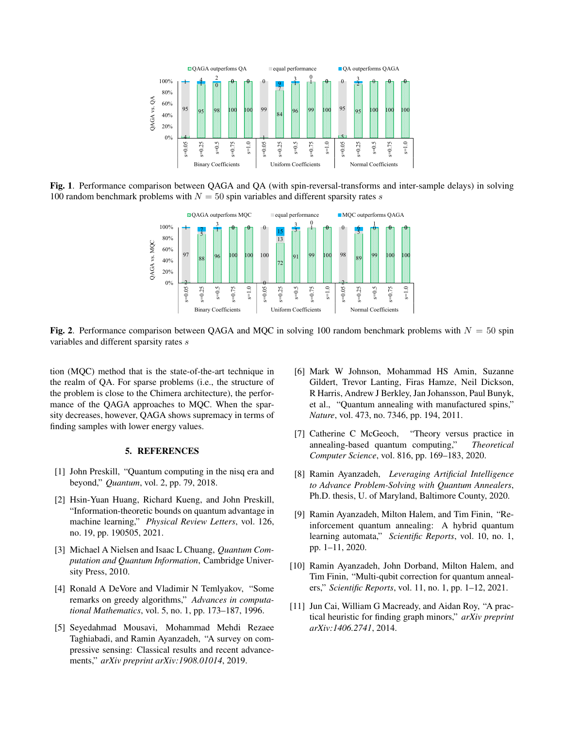QAGA outperfoms QA
equal performance
QA outperfoms QAGA

QAGA vs. QA

100%
80%
60%
40%
20%
0%

1 95 4
4 1 95
2 0 98
0 100
0 100
0 99 1
9 7 84
3 1 96
0 1 99
0 100
0 95 5
3 2 95
0 100
0 100
0 100

s=0.05 s=0.25 s=0.5 s=0.75 s=1.0 s=0.05 s=0.25 s=0.5 s=0.75 s=1.0 s=0.05 s=0.25 s=0.5 s=0.75 s=1.0

Binary Coefficients
Uniform Coefficients
Normal Coefficients

**Fig. 1**. Performance comparison between QAGA and QA (with spin-reversal-transforms and inter-sample delays) in solving 100 random benchmark problems with $N = 50$ spin variables and different sparsity rates $s$

QAGA outperfoms MQC
equal performance
MQC outperfoms QAGA

QAGA vs. MQC

100%
80%
60%
40%
20%
0%

1 97 2
7 5 88
3 1 96
0 100
0 100
0 100 0
15 13 72
3 3 91
0 1 99
0 100
0 98 2
6 5 89
1 0 99
0 100
0 100

s=0.05 s=0.25 s=0.5 s=0.75 s=1.0 s=0.05 s=0.25 s=0.5 s=0.75 s=1.0 s=0.05 s=0.25 s=0.5 s=0.75 s=1.0

Binary Coefficients
Uniform Coefficients
Normal Coefficients

**Fig. 2**. Performance comparison between QAGA and MQC in solving 100 random benchmark problems with $N = 50$ spin variables and different sparsity rates $s$

tion (MQC) method that is the state-of-the-art technique in the realm of QA. For sparse problems (i.e., the structure of the problem is close to the Chimera architecture), the performance of the QAGA approaches to MQC. When the sparsity decreases, however, QAGA shows supremacy in terms of finding samples with lower energy values.

## 5. REFERENCES

[1] John Preskill, "Quantum computing in the nisq era and beyond," *Quantum*, vol. 2, pp. 79, 2018.

[2] Hsin-Yuan Huang, Richard Kueng, and John Preskill, "Information-theoretic bounds on quantum advantage in machine learning," *Physical Review Letters*, vol. 126, no. 19, pp. 190505, 2021.

[3] Michael A Nielsen and Isaac L Chuang, *Quantum Computation and Quantum Information*, Cambridge University Press, 2010.

[4] Ronald A DeVore and Vladimir N Temlyakov, "Some remarks on greedy algorithms," *Advances in computational Mathematics*, vol. 5, no. 1, pp. 173–187, 1996.

[5] Seyedahmad Mousavi, Mohammad Mehdi Rezaee Taghiabadi, and Ramin Ayanzadeh, "A survey on compressive sensing: Classical results and recent advancements," *arXiv preprint arXiv:1908.01014*, 2019.

[6] Mark W Johnson, Mohammad HS Amin, Suzanne Gildert, Trevor Lanting, Firas Hamze, Neil Dickson, R Harris, Andrew J Berkley, Jan Johansson, Paul Bunyk, et al., "Quantum annealing with manufactured spins," *Nature*, vol. 473, no. 7346, pp. 194, 2011.

[7] Catherine C McGeoch, "Theory versus practice in annealing-based quantum computing," *Theoretical Computer Science*, vol. 816, pp. 169–183, 2020.

[8] Ramin Ayanzadeh, *Leveraging Artificial Intelligence to Advance Problem-Solving with Quantum Annealers*, Ph.D. thesis, U. of Maryland, Baltimore County, 2020.

[9] Ramin Ayanzadeh, Milton Halem, and Tim Finin, "Reinforcement quantum annealing: A hybrid quantum learning automata," *Scientific Reports*, vol. 10, no. 1, pp. 1–11, 2020.

[10] Ramin Ayanzadeh, John Dorband, Milton Halem, and Tim Finin, "Multi-qubit correction for quantum annealers," *Scientific Reports*, vol. 11, no. 1, pp. 1–12, 2021.

[11] Jun Cai, William G Macready, and Aidan Roy, "A practical heuristic for finding graph minors," *arXiv preprint arXiv:1406.2741*, 2014.